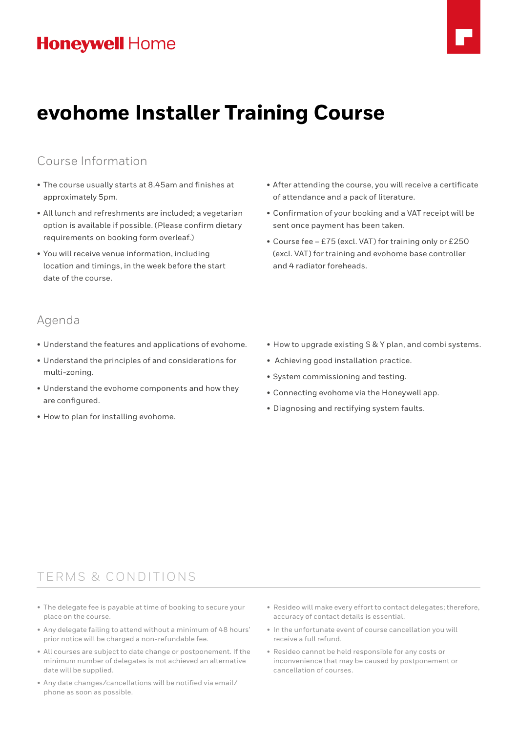Honeywell Home

# evohome Installer Training Course

## Course Information

- The course usually starts at 8.45am and finishes at approximately 5pm.
- All lunch and refreshments are included; a vegetarian option is available if possible. (Please confirm dietary requirements on booking form overleaf.)
- You will receive venue information, including location and timings, in the week before the start date of the course.
- After attending the course, you will receive a certificate of attendance and a pack of literature.
- Confirmation of your booking and a VAT receipt will be sent once payment has been taken.
- Course fee – £75 (excl. VAT) for training only or £250 (excl. VAT) for training and evohome base controller and 4 radiator foreheads.

## Agenda

- Understand the features and applications of evohome.
- Understand the principles of and considerations for multi-zoning.
- Understand the evohome components and how they are configured.
- How to plan for installing evohome.
- How to upgrade existing S & Y plan, and combi systems.
- Achieving good installation practice.
- System commissioning and testing.
- Connecting evohome via the Honeywell app.
- Diagnosing and rectifying system faults.

## TERMS & CONDITIONS

- The delegate fee is payable at time of booking to secure your place on the course.
- Any delegate failing to attend without a minimum of 48 hours' prior notice will be charged a non-refundable fee.
- All courses are subject to date change or postponement. If the minimum number of delegates is not achieved an alternative date will be supplied.
- Any date changes/cancellations will be notified via email/phone as soon as possible.
- Resideo will make every effort to contact delegates; therefore, accuracy of contact details is essential.
- In the unfortunate event of course cancellation you will receive a full refund.
- Resideo cannot be held responsible for any costs or inconvenience that may be caused by postponement or cancellation of courses.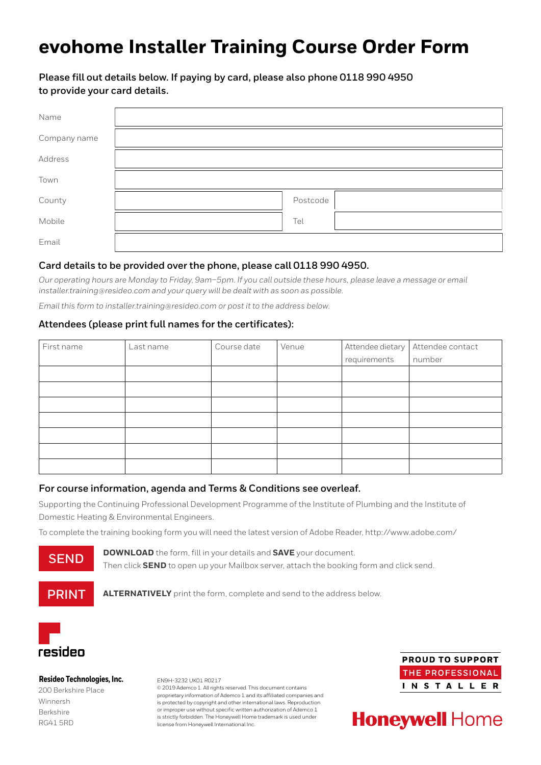# evohome Installer Training Course Order Form

**Please fill out details below. If paying by card, please also phone 0118 990 4950 to provide your card details.**

| | | | |
|---|---|---|---|
| Name | | | |
| Company name | | | |
| Address | | | |
| Town | | | |
| County | | Postcode | |
| Mobile | | Tel | |
| Email | | | |

**Card details to be provided over the phone, please call 0118 990 4950.**

*Our operating hours are Monday to Friday, 9am–5pm. If you call outside these hours, please leave a message or email installer.training@resideo.com and your query will be dealt with as soon as possible.*

*Email this form to installer.training@resideo.com or post it to the address below.*

**Attendees (please print full names for the certificates):**

| First name | Last name | Course date | Venue | Attendee dietary requirements | Attendee contact number |
|---|---|---|---|---|---|
| | | | | | |
| | | | | | |
| | | | | | |
| | | | | | |
| | | | | | |
| | | | | | |
| | | | | | |

**For course information, agenda and Terms & Conditions see overleaf.**

Supporting the Continuing Professional Development Programme of the Institute of Plumbing and the Institute of Domestic Heating & Environmental Engineers.

To complete the training booking form you will need the latest version of Adobe Reader, http://www.adobe.com/

SEND

**DOWNLOAD** the form, fill in your details and **SAVE** your document.
Then click **SEND** to open up your Mailbox server, attach the booking form and click send.

PRINT

**ALTERNATIVELY** print the form, complete and send to the address below.

resideo

**Resideo Technologies, Inc.**
200 Berkshire Place
Winnersh
Berkshire
RG41 5RD

EN9H-3232 UK01 R0217
© 2019 Ademco 1. All rights reserved. This document contains proprietary information of Ademco 1 and its affiliated companies and is protected by copyright and other international laws. Reproduction or improper use without specific written authorization of Ademco 1 is strictly forbidden. The Honeywell Home trademark is used under license from Honeywell International Inc.

PROUD TO SUPPORT THE PROFESSIONAL INSTALLER

Honeywell Home